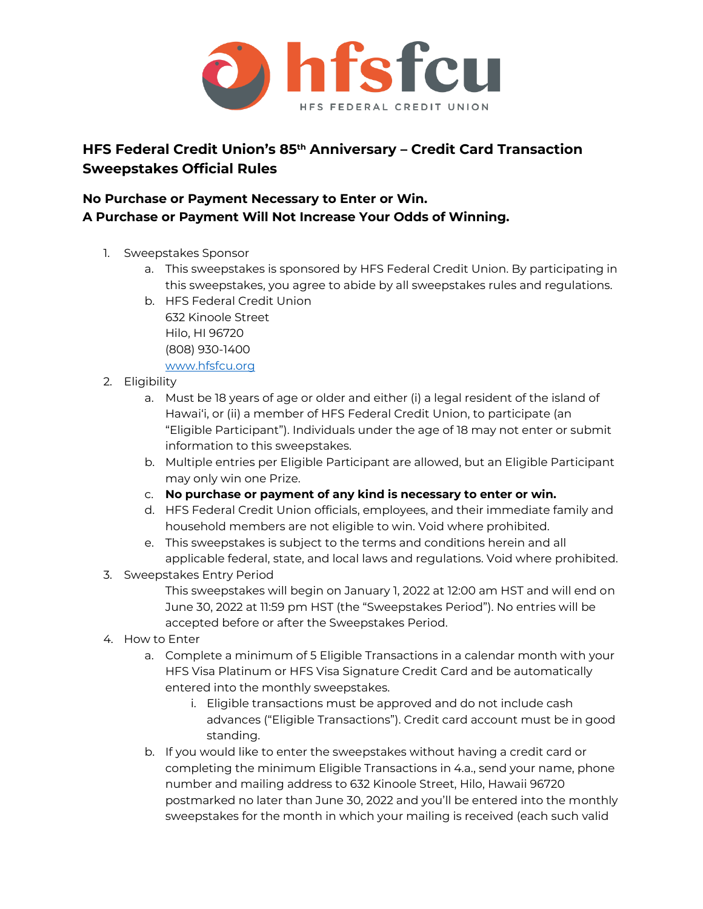# HFS Federal Credit Union's 85th Anniversary – Credit Card Transaction Sweepstakes Official Rules

**No Purchase or Payment Necessary to Enter or Win.**
**A Purchase or Payment Will Not Increase Your Odds of Winning.**

1. Sweepstakes Sponsor
   a. This sweepstakes is sponsored by HFS Federal Credit Union. By participating in this sweepstakes, you agree to abide by all sweepstakes rules and regulations.
   b. HFS Federal Credit Union
      632 Kinoole Street
      Hilo, HI 96720
      (808) 930-1400
      www.hfsfcu.org
2. Eligibility
   a. Must be 18 years of age or older and either (i) a legal resident of the island of Hawai'i, or (ii) a member of HFS Federal Credit Union, to participate (an "Eligible Participant"). Individuals under the age of 18 may not enter or submit information to this sweepstakes.
   b. Multiple entries per Eligible Participant are allowed, but an Eligible Participant may only win one Prize.
   c. **No purchase or payment of any kind is necessary to enter or win.**
   d. HFS Federal Credit Union officials, employees, and their immediate family and household members are not eligible to win. Void where prohibited.
   e. This sweepstakes is subject to the terms and conditions herein and all applicable federal, state, and local laws and regulations. Void where prohibited.
3. Sweepstakes Entry Period
   This sweepstakes will begin on January 1, 2022 at 12:00 am HST and will end on June 30, 2022 at 11:59 pm HST (the "Sweepstakes Period"). No entries will be accepted before or after the Sweepstakes Period.
4. How to Enter
   a. Complete a minimum of 5 Eligible Transactions in a calendar month with your HFS Visa Platinum or HFS Visa Signature Credit Card and be automatically entered into the monthly sweepstakes.
      i. Eligible transactions must be approved and do not include cash advances ("Eligible Transactions"). Credit card account must be in good standing.
   b. If you would like to enter the sweepstakes without having a credit card or completing the minimum Eligible Transactions in 4.a., send your name, phone number and mailing address to 632 Kinoole Street, Hilo, Hawaii 96720 postmarked no later than June 30, 2022 and you'll be entered into the monthly sweepstakes for the month in which your mailing is received (each such valid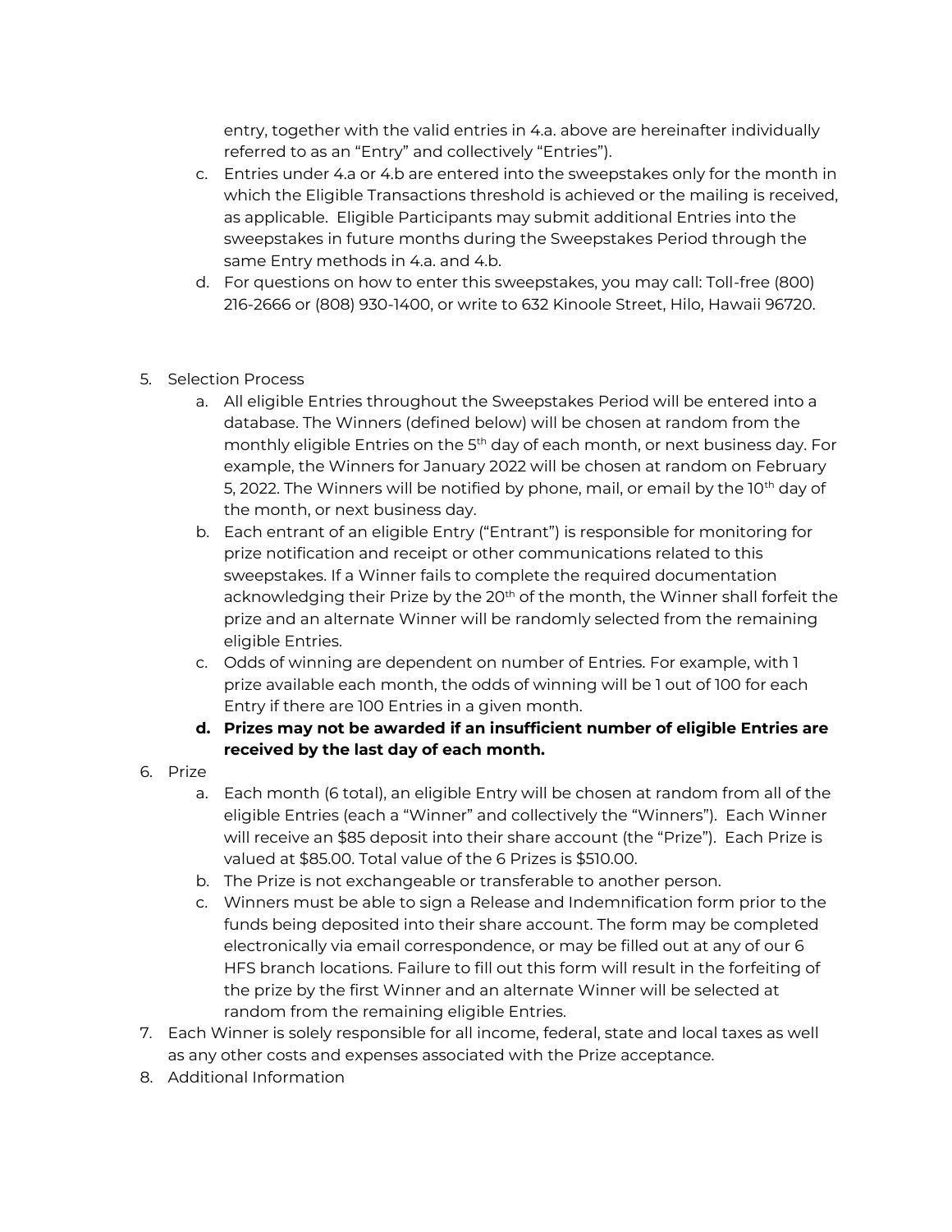entry, together with the valid entries in 4.a. above are hereinafter individually referred to as an "Entry" and collectively "Entries").

   c. Entries under 4.a or 4.b are entered into the sweepstakes only for the month in which the Eligible Transactions threshold is achieved or the mailing is received, as applicable. Eligible Participants may submit additional Entries into the sweepstakes in future months during the Sweepstakes Period through the same Entry methods in 4.a. and 4.b.
   d. For questions on how to enter this sweepstakes, you may call: Toll-free (800) 216-2666 or (808) 930-1400, or write to 632 Kinoole Street, Hilo, Hawaii 96720.

5. Selection Process
   a. All eligible Entries throughout the Sweepstakes Period will be entered into a database. The Winners (defined below) will be chosen at random from the monthly eligible Entries on the 5th day of each month, or next business day. For example, the Winners for January 2022 will be chosen at random on February 5, 2022. The Winners will be notified by phone, mail, or email by the 10th day of the month, or next business day.
   b. Each entrant of an eligible Entry ("Entrant") is responsible for monitoring for prize notification and receipt or other communications related to this sweepstakes. If a Winner fails to complete the required documentation acknowledging their Prize by the 20th of the month, the Winner shall forfeit the prize and an alternate Winner will be randomly selected from the remaining eligible Entries.
   c. Odds of winning are dependent on number of Entries. For example, with 1 prize available each month, the odds of winning will be 1 out of 100 for each Entry if there are 100 Entries in a given month.
   d. **Prizes may not be awarded if an insufficient number of eligible Entries are received by the last day of each month.**
6. Prize
   a. Each month (6 total), an eligible Entry will be chosen at random from all of the eligible Entries (each a "Winner" and collectively the "Winners"). Each Winner will receive an $85 deposit into their share account (the "Prize"). Each Prize is valued at $85.00. Total value of the 6 Prizes is $510.00.
   b. The Prize is not exchangeable or transferable to another person.
   c. Winners must be able to sign a Release and Indemnification form prior to the funds being deposited into their share account. The form may be completed electronically via email correspondence, or may be filled out at any of our 6 HFS branch locations. Failure to fill out this form will result in the forfeiting of the prize by the first Winner and an alternate Winner will be selected at random from the remaining eligible Entries.
7. Each Winner is solely responsible for all income, federal, state and local taxes as well as any other costs and expenses associated with the Prize acceptance.
8. Additional Information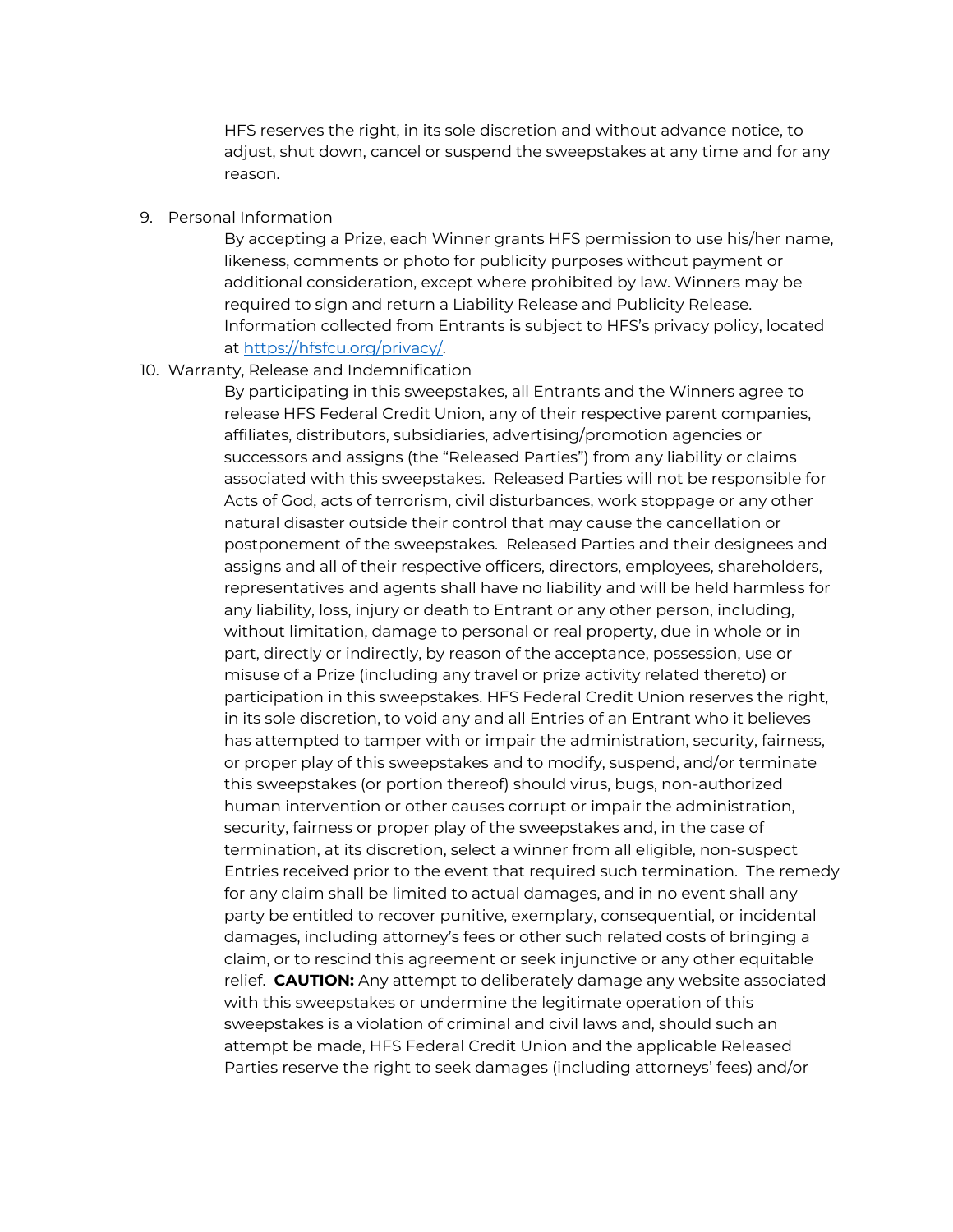HFS reserves the right, in its sole discretion and without advance notice, to adjust, shut down, cancel or suspend the sweepstakes at any time and for any reason.

9. Personal Information

   By accepting a Prize, each Winner grants HFS permission to use his/her name, likeness, comments or photo for publicity purposes without payment or additional consideration, except where prohibited by law. Winners may be required to sign and return a Liability Release and Publicity Release. Information collected from Entrants is subject to HFS's privacy policy, located at [https://hfsfcu.org/privacy/](https://hfsfcu.org/privacy/).

10. Warranty, Release and Indemnification

    By participating in this sweepstakes, all Entrants and the Winners agree to release HFS Federal Credit Union, any of their respective parent companies, affiliates, distributors, subsidiaries, advertising/promotion agencies or successors and assigns (the "Released Parties") from any liability or claims associated with this sweepstakes. Released Parties will not be responsible for Acts of God, acts of terrorism, civil disturbances, work stoppage or any other natural disaster outside their control that may cause the cancellation or postponement of the sweepstakes. Released Parties and their designees and assigns and all of their respective officers, directors, employees, shareholders, representatives and agents shall have no liability and will be held harmless for any liability, loss, injury or death to Entrant or any other person, including, without limitation, damage to personal or real property, due in whole or in part, directly or indirectly, by reason of the acceptance, possession, use or misuse of a Prize (including any travel or prize activity related thereto) or participation in this sweepstakes. HFS Federal Credit Union reserves the right, in its sole discretion, to void any and all Entries of an Entrant who it believes has attempted to tamper with or impair the administration, security, fairness, or proper play of this sweepstakes and to modify, suspend, and/or terminate this sweepstakes (or portion thereof) should virus, bugs, non-authorized human intervention or other causes corrupt or impair the administration, security, fairness or proper play of the sweepstakes and, in the case of termination, at its discretion, select a winner from all eligible, non-suspect Entries received prior to the event that required such termination. The remedy for any claim shall be limited to actual damages, and in no event shall any party be entitled to recover punitive, exemplary, consequential, or incidental damages, including attorney's fees or other such related costs of bringing a claim, or to rescind this agreement or seek injunctive or any other equitable relief. **CAUTION:** Any attempt to deliberately damage any website associated with this sweepstakes or undermine the legitimate operation of this sweepstakes is a violation of criminal and civil laws and, should such an attempt be made, HFS Federal Credit Union and the applicable Released Parties reserve the right to seek damages (including attorneys' fees) and/or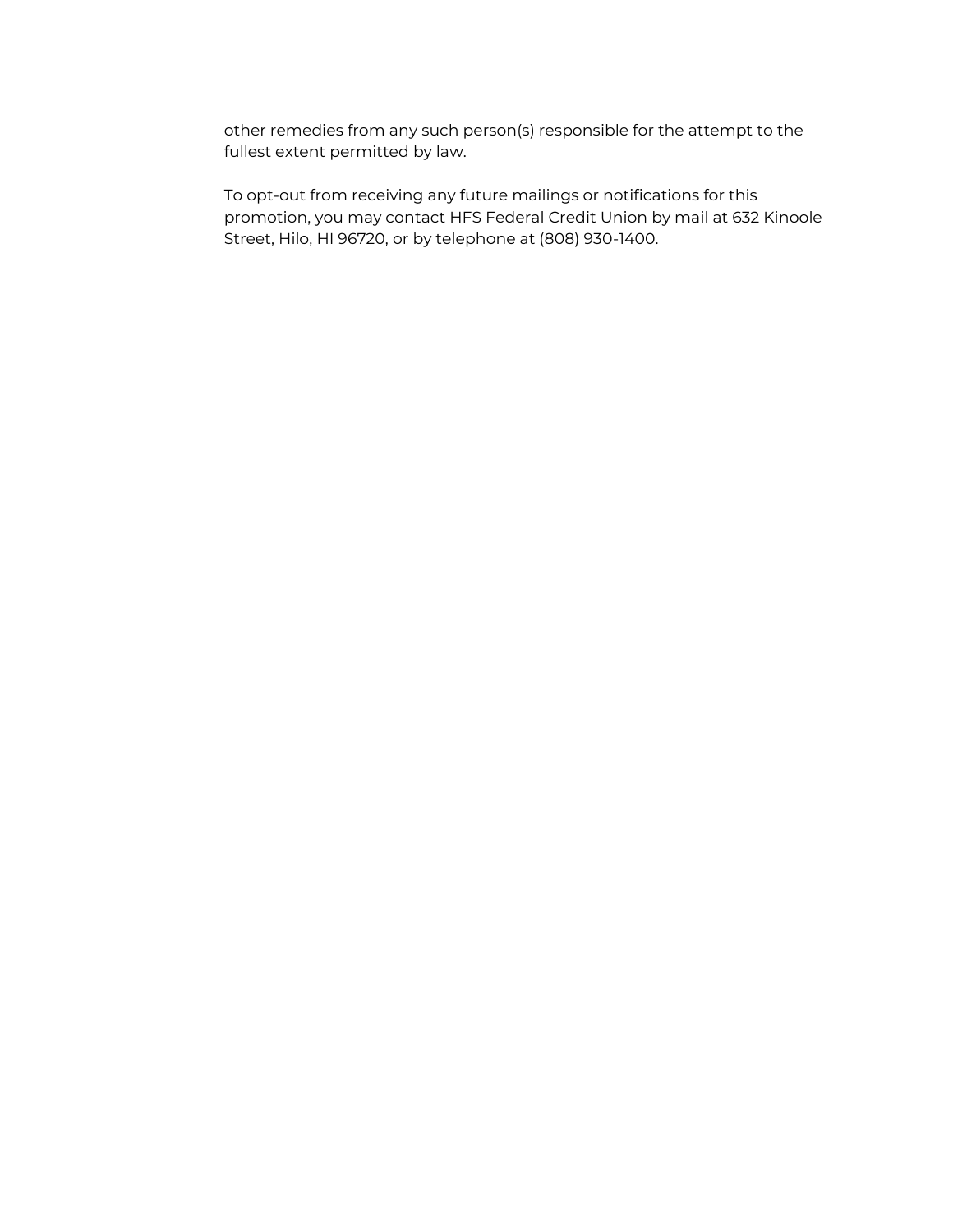other remedies from any such person(s) responsible for the attempt to the fullest extent permitted by law.

To opt-out from receiving any future mailings or notifications for this promotion, you may contact HFS Federal Credit Union by mail at 632 Kinoole Street, Hilo, HI 96720, or by telephone at (808) 930-1400.